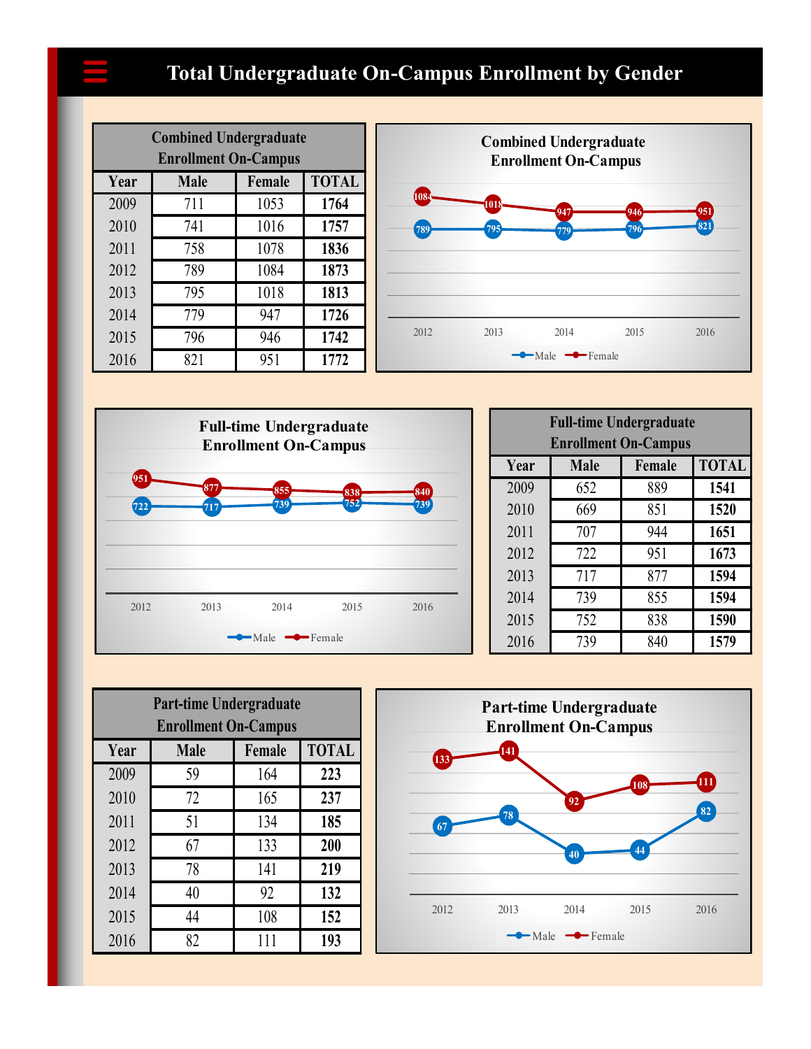# Total Undergraduate On-Campus Enrollment by Gender

| Combined Undergraduate Enrollment On-Campus | | | |
|---|---|---|---|
| Year | Male | Female | TOTAL |
| 2009 | 711 | 1053 | **1764** |
| 2010 | 741 | 1016 | **1757** |
| 2011 | 758 | 1078 | **1836** |
| 2012 | 789 | 1084 | **1873** |
| 2013 | 795 | 1018 | **1813** |
| 2014 | 779 | 947 | **1726** |
| 2015 | 796 | 946 | **1742** |
| 2016 | 821 | 951 | **1772** |

Combined Undergraduate Enrollment On-Campus

1084, 1018, 947, 946, 951

789, 795, 779, 796, 821

2012 2013 2014 2015 2016

Male Female

Full-time Undergraduate Enrollment On-Campus

951, 877, 855, 838, 840

722, 717, 739, 752, 739

2012 2013 2014 2015 2016

Male Female

| Full-time Undergraduate Enrollment On-Campus | | | |
|---|---|---|---|
| Year | Male | Female | TOTAL |
| 2009 | 652 | 889 | **1541** |
| 2010 | 669 | 851 | **1520** |
| 2011 | 707 | 944 | **1651** |
| 2012 | 722 | 951 | **1673** |
| 2013 | 717 | 877 | **1594** |
| 2014 | 739 | 855 | **1594** |
| 2015 | 752 | 838 | **1590** |
| 2016 | 739 | 840 | **1579** |

| Part-time Undergraduate Enrollment On-Campus | | | |
|---|---|---|---|
| Year | Male | Female | TOTAL |
| 2009 | 59 | 164 | **223** |
| 2010 | 72 | 165 | **237** |
| 2011 | 51 | 134 | **185** |
| 2012 | 67 | 133 | **200** |
| 2013 | 78 | 141 | **219** |
| 2014 | 40 | 92 | **132** |
| 2015 | 44 | 108 | **152** |
| 2016 | 82 | 111 | **193** |

Part-time Undergraduate Enrollment On-Campus

133, 141, 92, 108, 111

67, 78, 40, 44, 82

2012 2013 2014 2015 2016

Male Female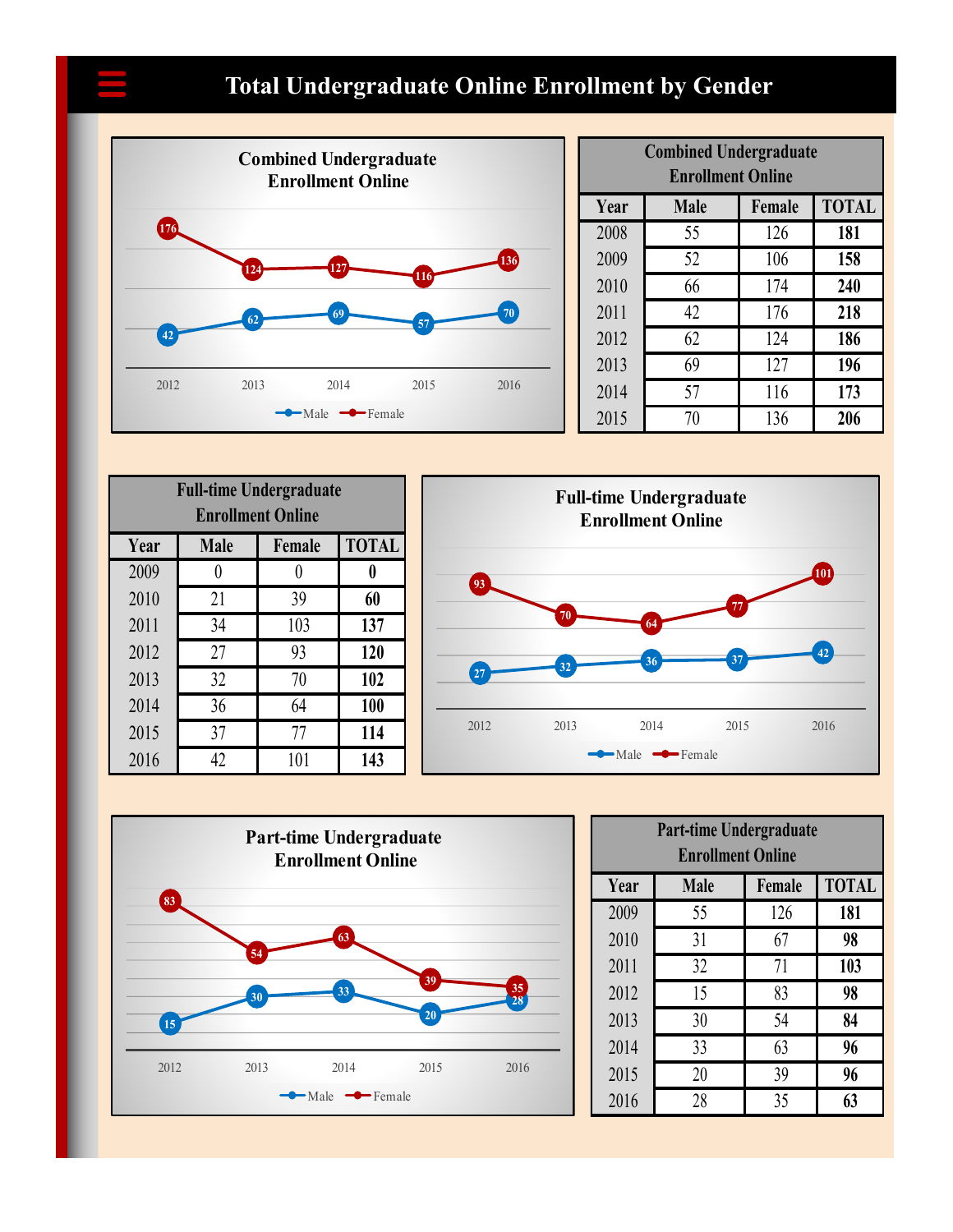# Total Undergraduate Online Enrollment by Gender

Combined Undergraduate Enrollment Online

176
124
127
116
136
42
62
69
57
70

2012
2013
2014
2015
2016

Male
Female

| Combined Undergraduate Enrollment Online | | | |
|---|---|---|---|
| Year | Male | Female | TOTAL |
| 2008 | 55 | 126 | **181** |
| 2009 | 52 | 106 | **158** |
| 2010 | 66 | 174 | **240** |
| 2011 | 42 | 176 | **218** |
| 2012 | 62 | 124 | **186** |
| 2013 | 69 | 127 | **196** |
| 2014 | 57 | 116 | **173** |
| 2015 | 70 | 136 | **206** |

| Full-time Undergraduate Enrollment Online | | | |
|---|---|---|---|
| Year | Male | Female | TOTAL |
| 2009 | 0 | 0 | **0** |
| 2010 | 21 | 39 | **60** |
| 2011 | 34 | 103 | **137** |
| 2012 | 27 | 93 | **120** |
| 2013 | 32 | 70 | **102** |
| 2014 | 36 | 64 | **100** |
| 2015 | 37 | 77 | **114** |
| 2016 | 42 | 101 | **143** |

Full-time Undergraduate Enrollment Online

93
70
64
77
101
27
32
36
37
42

2012
2013
2014
2015
2016

Male
Female

Part-time Undergraduate Enrollment Online

83
54
63
39
35
15
30
33
20
28

2012
2013
2014
2015
2016

Male
Female

| Part-time Undergraduate Enrollment Online | | | |
|---|---|---|---|
| Year | Male | Female | TOTAL |
| 2009 | 55 | 126 | **181** |
| 2010 | 31 | 67 | **98** |
| 2011 | 32 | 71 | **103** |
| 2012 | 15 | 83 | **98** |
| 2013 | 30 | 54 | **84** |
| 2014 | 33 | 63 | **96** |
| 2015 | 20 | 39 | **96** |
| 2016 | 28 | 35 | **63** |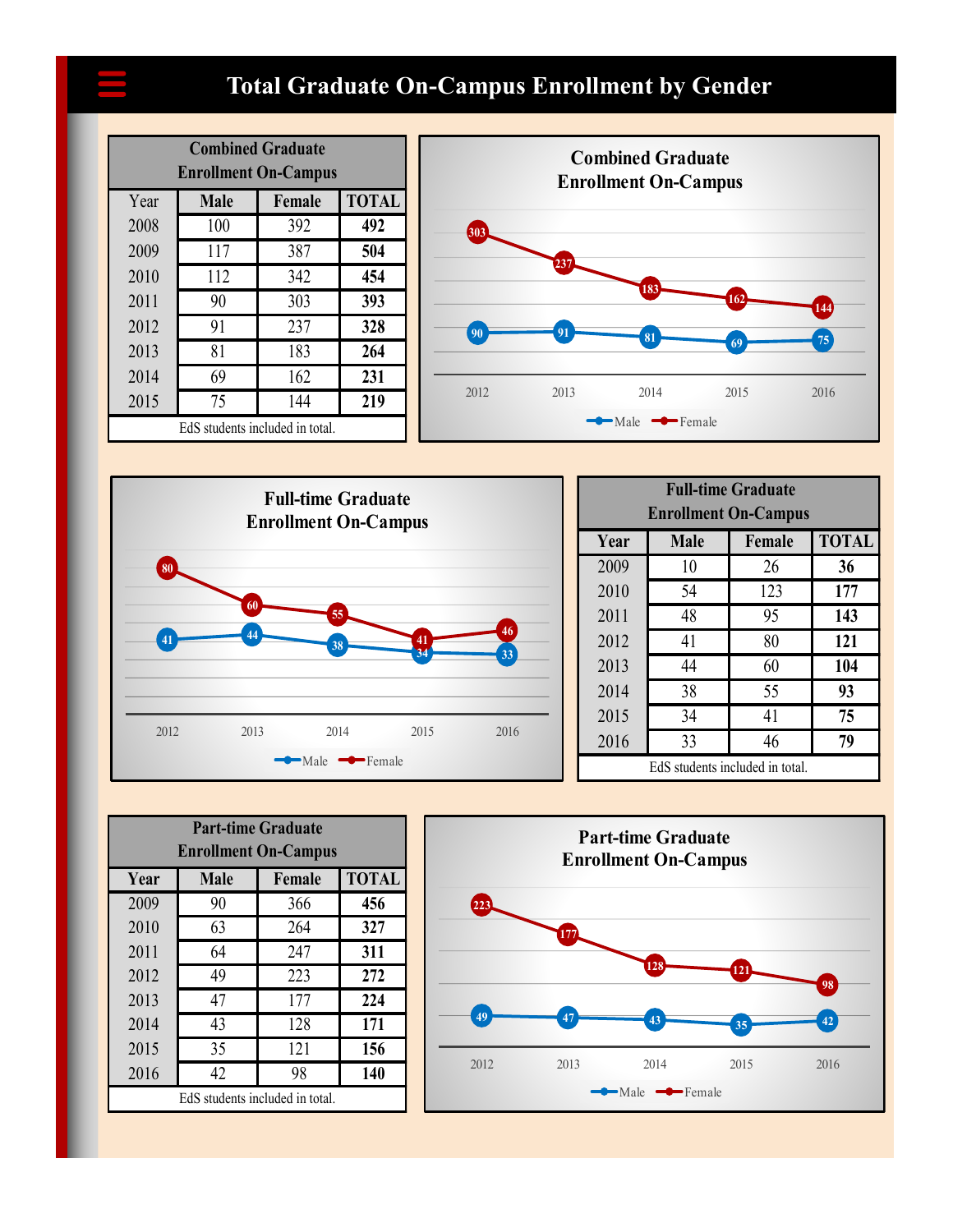# Total Graduate On-Campus Enrollment by Gender

| Combined Graduate Enrollment On-Campus | | | |
|---|---|---|---|
| Year | Male | Female | TOTAL |
| 2008 | 100 | 392 | **492** |
| 2009 | 117 | 387 | **504** |
| 2010 | 112 | 342 | **454** |
| 2011 | 90 | 303 | **393** |
| 2012 | 91 | 237 | **328** |
| 2013 | 81 | 183 | **264** |
| 2014 | 69 | 162 | **231** |
| 2015 | 75 | 144 | **219** |

EdS students included in total.

Combined Graduate Enrollment On-Campus

303
237
183
162
144
90
91
81
69
75

2012
2013
2014
2015
2016

Male
Female

Full-time Graduate Enrollment On-Campus

80
60
55
41
46
41
44
38
34
33

2012
2013
2014
2015
2016

Male
Female

| Full-time Graduate Enrollment On-Campus | | | |
|---|---|---|---|
| Year | Male | Female | TOTAL |
| 2009 | 10 | 26 | **36** |
| 2010 | 54 | 123 | **177** |
| 2011 | 48 | 95 | **143** |
| 2012 | 41 | 80 | **121** |
| 2013 | 44 | 60 | **104** |
| 2014 | 38 | 55 | **93** |
| 2015 | 34 | 41 | **75** |
| 2016 | 33 | 46 | **79** |

EdS students included in total.

| Part-time Graduate Enrollment On-Campus | | | |
|---|---|---|---|
| Year | Male | Female | TOTAL |
| 2009 | 90 | 366 | **456** |
| 2010 | 63 | 264 | **327** |
| 2011 | 64 | 247 | **311** |
| 2012 | 49 | 223 | **272** |
| 2013 | 47 | 177 | **224** |
| 2014 | 43 | 128 | **171** |
| 2015 | 35 | 121 | **156** |
| 2016 | 42 | 98 | **140** |

EdS students included in total.

Part-time Graduate Enrollment On-Campus

223
177
128
121
98
49
47
43
35
42

2012
2013
2014
2015
2016

Male
Female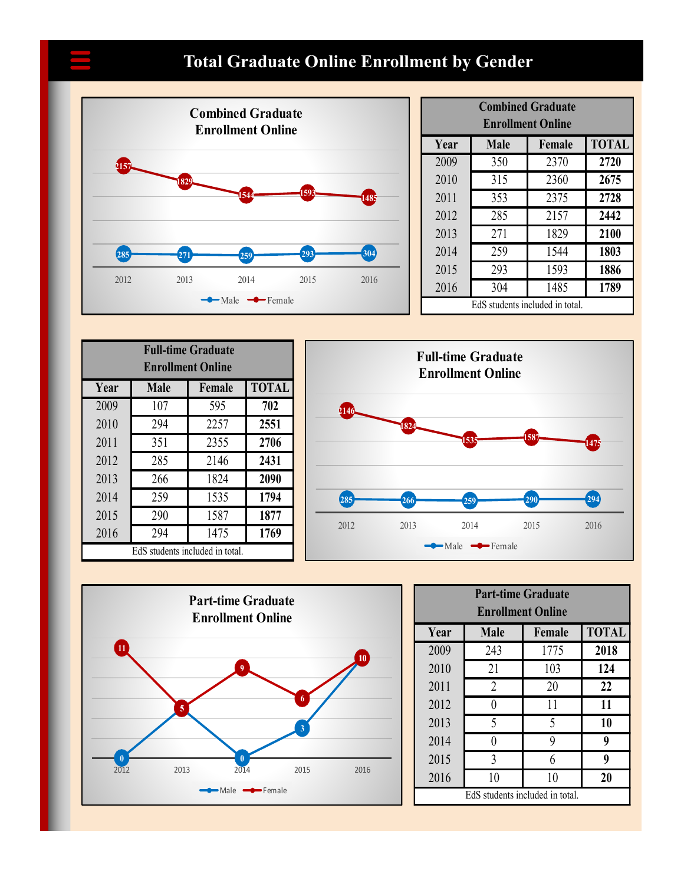# Total Graduate Online Enrollment by Gender

**Combined Graduate Enrollment Online**

2157
1829
1544
1593
1485
285
271
259
293
304
2012
2013
2014
2015
2016
Male
Female

| Combined Graduate Enrollment Online | | | |
|---|---|---|---|
| **Year** | **Male** | **Female** | **TOTAL** |
| 2009 | 350 | 2370 | **2720** |
| 2010 | 315 | 2360 | **2675** |
| 2011 | 353 | 2375 | **2728** |
| 2012 | 285 | 2157 | **2442** |
| 2013 | 271 | 1829 | **2100** |
| 2014 | 259 | 1544 | **1803** |
| 2015 | 293 | 1593 | **1886** |
| 2016 | 304 | 1485 | **1789** |
| EdS students included in total. | | | |

| Full-time Graduate Enrollment Online | | | |
|---|---|---|---|
| **Year** | **Male** | **Female** | **TOTAL** |
| 2009 | 107 | 595 | **702** |
| 2010 | 294 | 2257 | **2551** |
| 2011 | 351 | 2355 | **2706** |
| 2012 | 285 | 2146 | **2431** |
| 2013 | 266 | 1824 | **2090** |
| 2014 | 259 | 1535 | **1794** |
| 2015 | 290 | 1587 | **1877** |
| 2016 | 294 | 1475 | **1769** |
| EdS students included in total. | | | |

**Full-time Graduate Enrollment Online**

2146
1824
1535
1587
1475
285
266
259
290
294
2012
2013
2014
2015
2016
Male
Female

**Part-time Graduate Enrollment Online**

11
5
9
6
10
0
5
0
3
10
2012
2013
2014
2015
2016
Male
Female

| Part-time Graduate Enrollment Online | | | |
|---|---|---|---|
| **Year** | **Male** | **Female** | **TOTAL** |
| 2009 | 243 | 1775 | **2018** |
| 2010 | 21 | 103 | **124** |
| 2011 | 2 | 20 | **22** |
| 2012 | 0 | 11 | **11** |
| 2013 | 5 | 5 | **10** |
| 2014 | 0 | 9 | **9** |
| 2015 | 3 | 6 | **9** |
| 2016 | 10 | 10 | **20** |
| EdS students included in total. | | | |